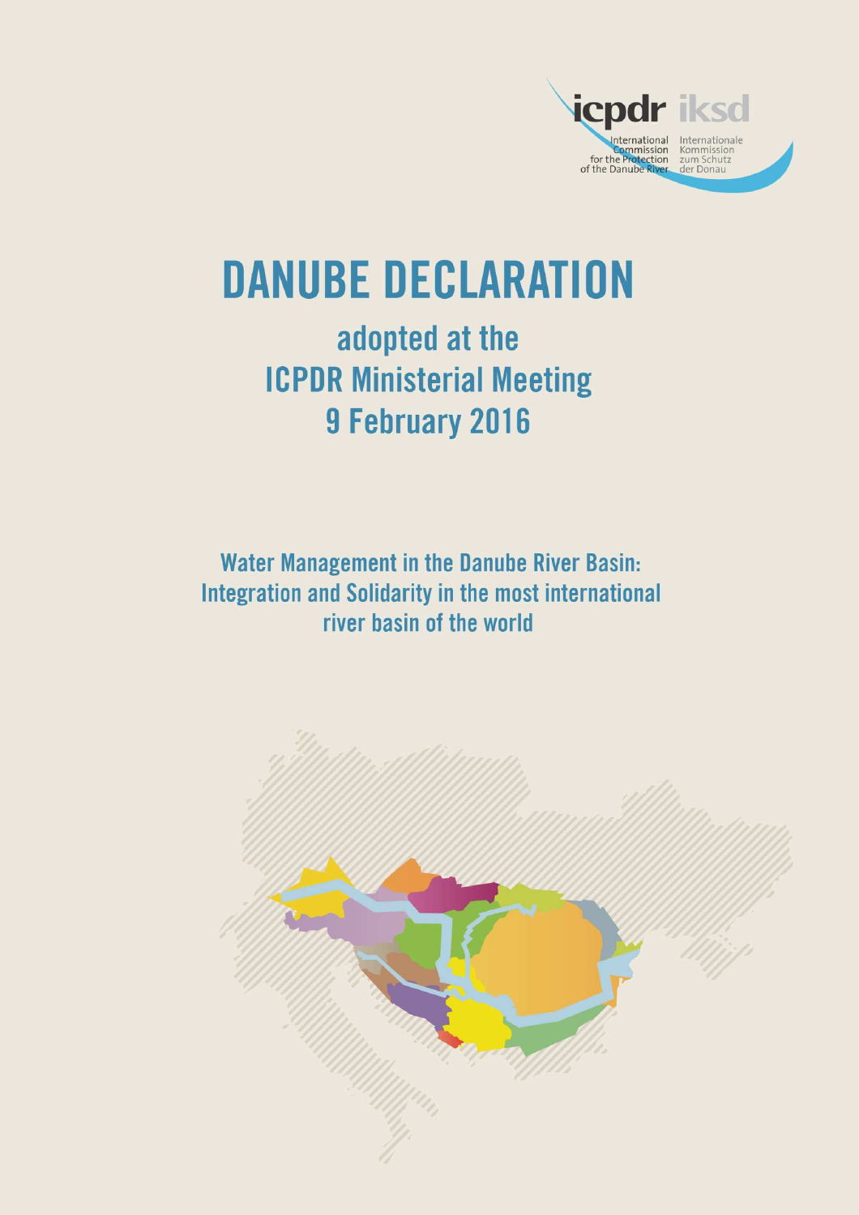icpdr iksd

International Commission for the Protection of the Danube River

Internationale Kommission zum Schutz der Donau

# DANUBE DECLARATION

## adopted at the ICPDR Ministerial Meeting 9 February 2016

### Water Management in the Danube River Basin: Integration and Solidarity in the most international river basin of the world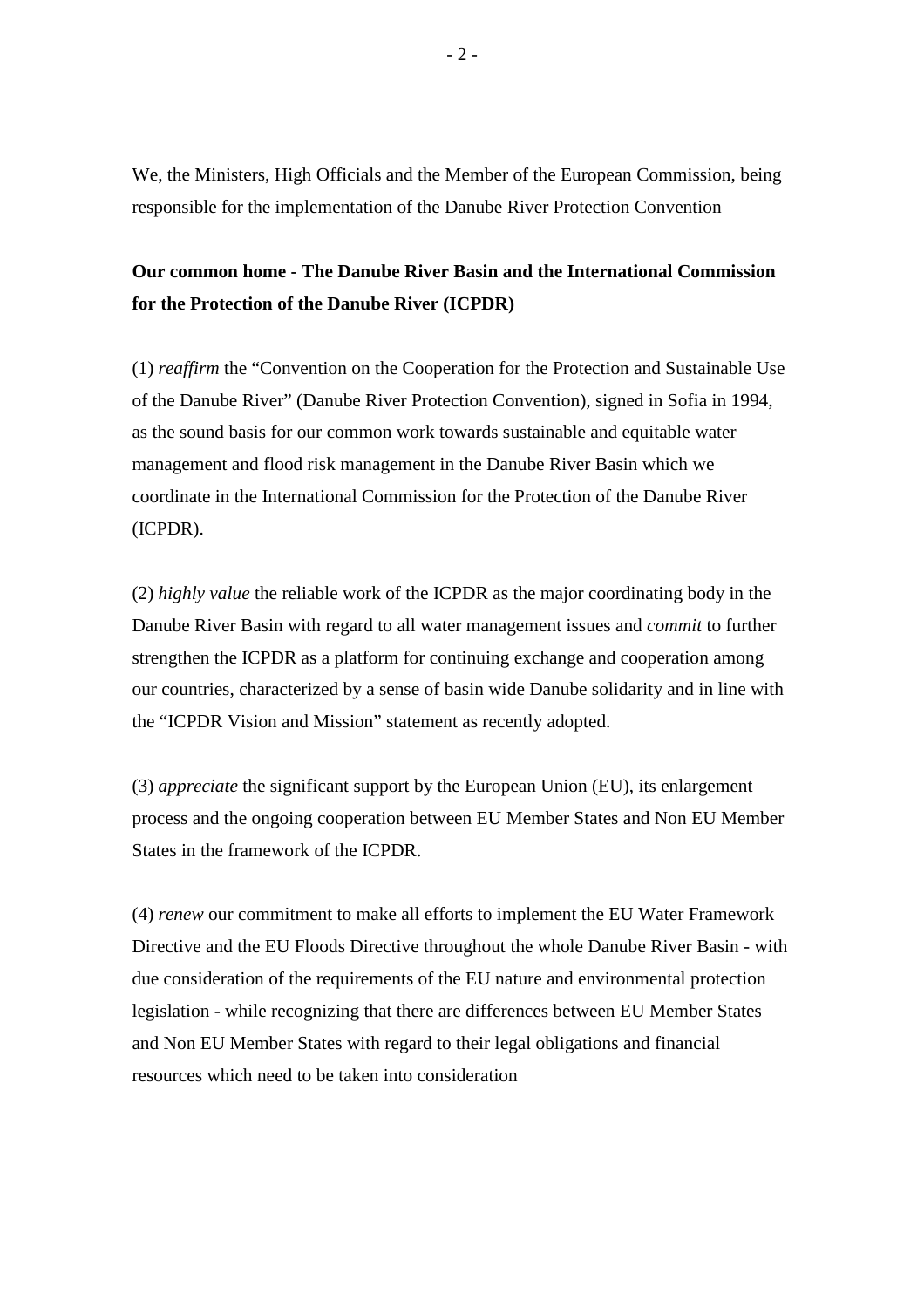We, the Ministers, High Officials and the Member of the European Commission, being responsible for the implementation of the Danube River Protection Convention

## Our common home - The Danube River Basin and the International Commission for the Protection of the Danube River (ICPDR)

(1) *reaffirm* the "Convention on the Cooperation for the Protection and Sustainable Use of the Danube River" (Danube River Protection Convention), signed in Sofia in 1994, as the sound basis for our common work towards sustainable and equitable water management and flood risk management in the Danube River Basin which we coordinate in the International Commission for the Protection of the Danube River (ICPDR).

(2) *highly value* the reliable work of the ICPDR as the major coordinating body in the Danube River Basin with regard to all water management issues and *commit* to further strengthen the ICPDR as a platform for continuing exchange and cooperation among our countries, characterized by a sense of basin wide Danube solidarity and in line with the "ICPDR Vision and Mission" statement as recently adopted.

(3) *appreciate* the significant support by the European Union (EU), its enlargement process and the ongoing cooperation between EU Member States and Non EU Member States in the framework of the ICPDR.

(4) *renew* our commitment to make all efforts to implement the EU Water Framework Directive and the EU Floods Directive throughout the whole Danube River Basin - with due consideration of the requirements of the EU nature and environmental protection legislation - while recognizing that there are differences between EU Member States and Non EU Member States with regard to their legal obligations and financial resources which need to be taken into consideration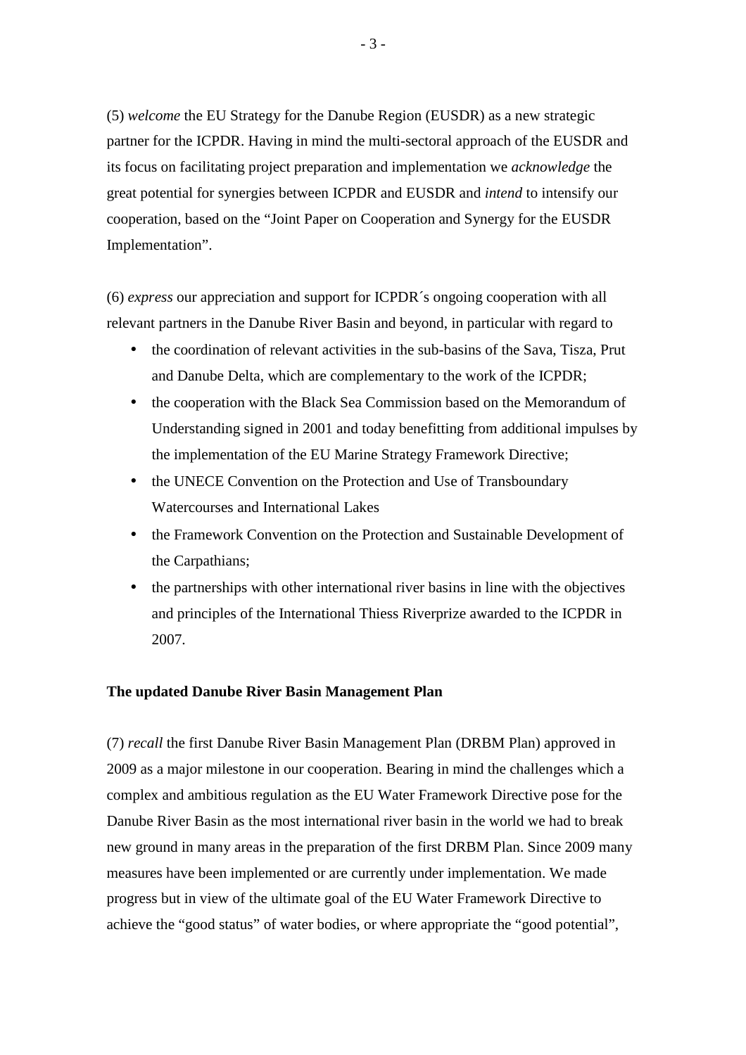(5) *welcome* the EU Strategy for the Danube Region (EUSDR) as a new strategic partner for the ICPDR. Having in mind the multi-sectoral approach of the EUSDR and its focus on facilitating project preparation and implementation we *acknowledge* the great potential for synergies between ICPDR and EUSDR and *intend* to intensify our cooperation, based on the "Joint Paper on Cooperation and Synergy for the EUSDR Implementation".

(6) *express* our appreciation and support for ICPDR´s ongoing cooperation with all relevant partners in the Danube River Basin and beyond, in particular with regard to

- the coordination of relevant activities in the sub-basins of the Sava, Tisza, Prut and Danube Delta, which are complementary to the work of the ICPDR;
- the cooperation with the Black Sea Commission based on the Memorandum of Understanding signed in 2001 and today benefitting from additional impulses by the implementation of the EU Marine Strategy Framework Directive;
- the UNECE Convention on the Protection and Use of Transboundary Watercourses and International Lakes
- the Framework Convention on the Protection and Sustainable Development of the Carpathians;
- the partnerships with other international river basins in line with the objectives and principles of the International Thiess Riverprize awarded to the ICPDR in 2007.

**The updated Danube River Basin Management Plan**

(7) *recall* the first Danube River Basin Management Plan (DRBM Plan) approved in 2009 as a major milestone in our cooperation. Bearing in mind the challenges which a complex and ambitious regulation as the EU Water Framework Directive pose for the Danube River Basin as the most international river basin in the world we had to break new ground in many areas in the preparation of the first DRBM Plan. Since 2009 many measures have been implemented or are currently under implementation. We made progress but in view of the ultimate goal of the EU Water Framework Directive to achieve the "good status" of water bodies, or where appropriate the "good potential",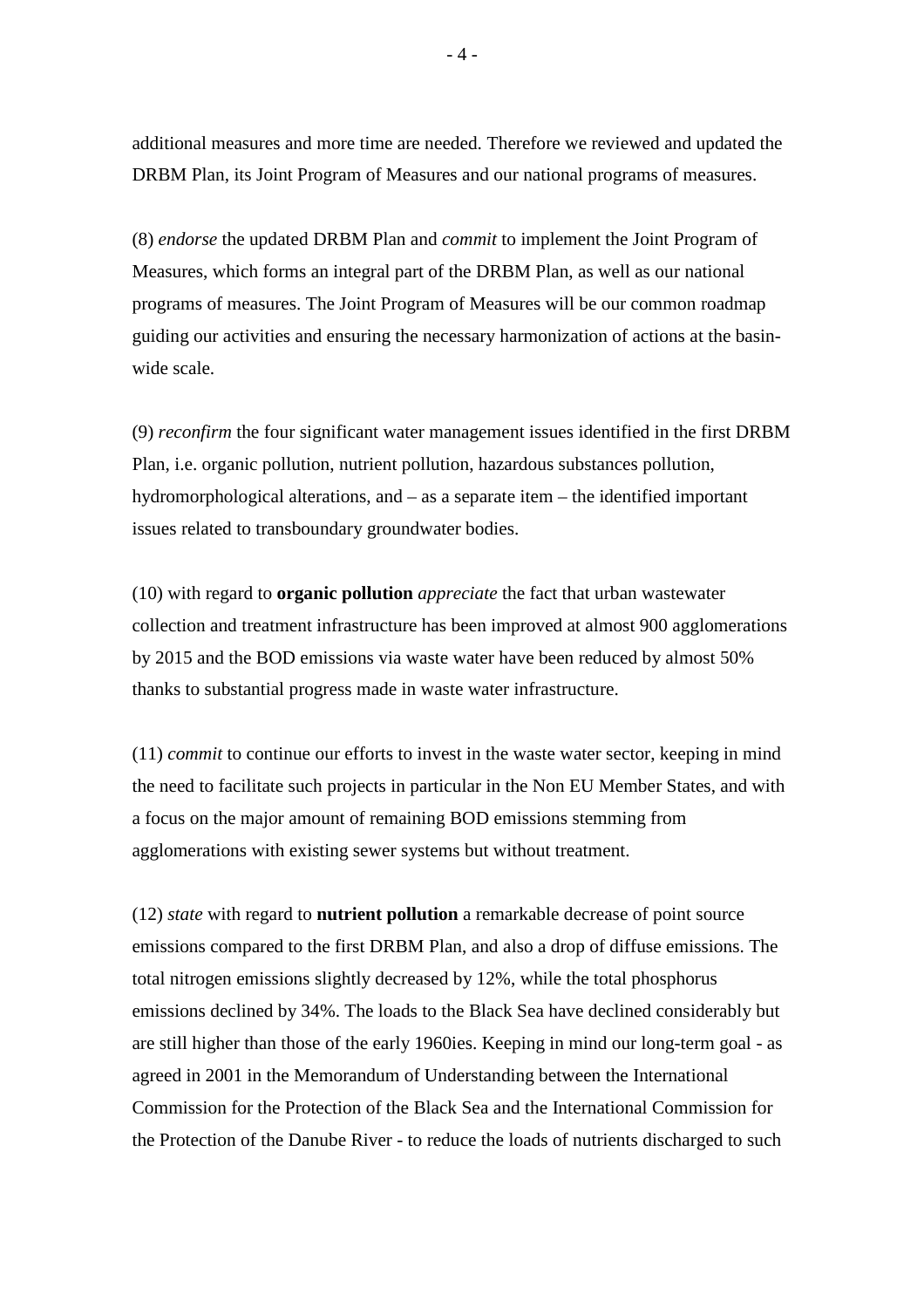additional measures and more time are needed. Therefore we reviewed and updated the DRBM Plan, its Joint Program of Measures and our national programs of measures.

(8) *endorse* the updated DRBM Plan and *commit* to implement the Joint Program of Measures, which forms an integral part of the DRBM Plan, as well as our national programs of measures. The Joint Program of Measures will be our common roadmap guiding our activities and ensuring the necessary harmonization of actions at the basin-wide scale.

(9) *reconfirm* the four significant water management issues identified in the first DRBM Plan, i.e. organic pollution, nutrient pollution, hazardous substances pollution, hydromorphological alterations, and – as a separate item – the identified important issues related to transboundary groundwater bodies.

(10) with regard to **organic pollution** *appreciate* the fact that urban wastewater collection and treatment infrastructure has been improved at almost 900 agglomerations by 2015 and the BOD emissions via waste water have been reduced by almost 50% thanks to substantial progress made in waste water infrastructure.

(11) *commit* to continue our efforts to invest in the waste water sector, keeping in mind the need to facilitate such projects in particular in the Non EU Member States, and with a focus on the major amount of remaining BOD emissions stemming from agglomerations with existing sewer systems but without treatment.

(12) *state* with regard to **nutrient pollution** a remarkable decrease of point source emissions compared to the first DRBM Plan, and also a drop of diffuse emissions. The total nitrogen emissions slightly decreased by 12%, while the total phosphorus emissions declined by 34%. The loads to the Black Sea have declined considerably but are still higher than those of the early 1960ies. Keeping in mind our long-term goal - as agreed in 2001 in the Memorandum of Understanding between the International Commission for the Protection of the Black Sea and the International Commission for the Protection of the Danube River - to reduce the loads of nutrients discharged to such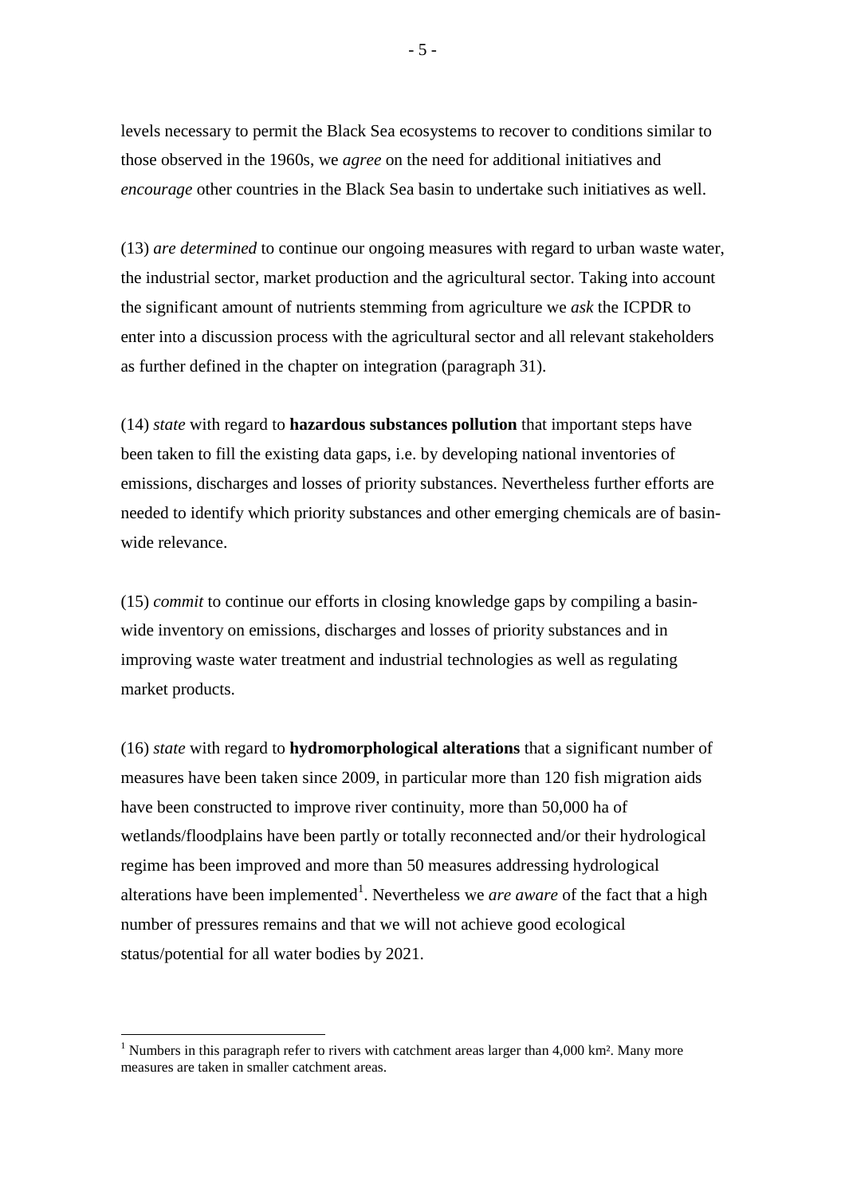levels necessary to permit the Black Sea ecosystems to recover to conditions similar to those observed in the 1960s, we *agree* on the need for additional initiatives and *encourage* other countries in the Black Sea basin to undertake such initiatives as well.

(13) *are determined* to continue our ongoing measures with regard to urban waste water, the industrial sector, market production and the agricultural sector. Taking into account the significant amount of nutrients stemming from agriculture we *ask* the ICPDR to enter into a discussion process with the agricultural sector and all relevant stakeholders as further defined in the chapter on integration (paragraph 31).

(14) *state* with regard to **hazardous substances pollution** that important steps have been taken to fill the existing data gaps, i.e. by developing national inventories of emissions, discharges and losses of priority substances. Nevertheless further efforts are needed to identify which priority substances and other emerging chemicals are of basin-wide relevance.

(15) *commit* to continue our efforts in closing knowledge gaps by compiling a basin-wide inventory on emissions, discharges and losses of priority substances and in improving waste water treatment and industrial technologies as well as regulating market products.

(16) *state* with regard to **hydromorphological alterations** that a significant number of measures have been taken since 2009, in particular more than 120 fish migration aids have been constructed to improve river continuity, more than 50,000 ha of wetlands/floodplains have been partly or totally reconnected and/or their hydrological regime has been improved and more than 50 measures addressing hydrological alterations have been implemented[1]. Nevertheless we *are aware* of the fact that a high number of pressures remains and that we will not achieve good ecological status/potential for all water bodies by 2021.

---

[1] Numbers in this paragraph refer to rivers with catchment areas larger than 4,000 km². Many more measures are taken in smaller catchment areas.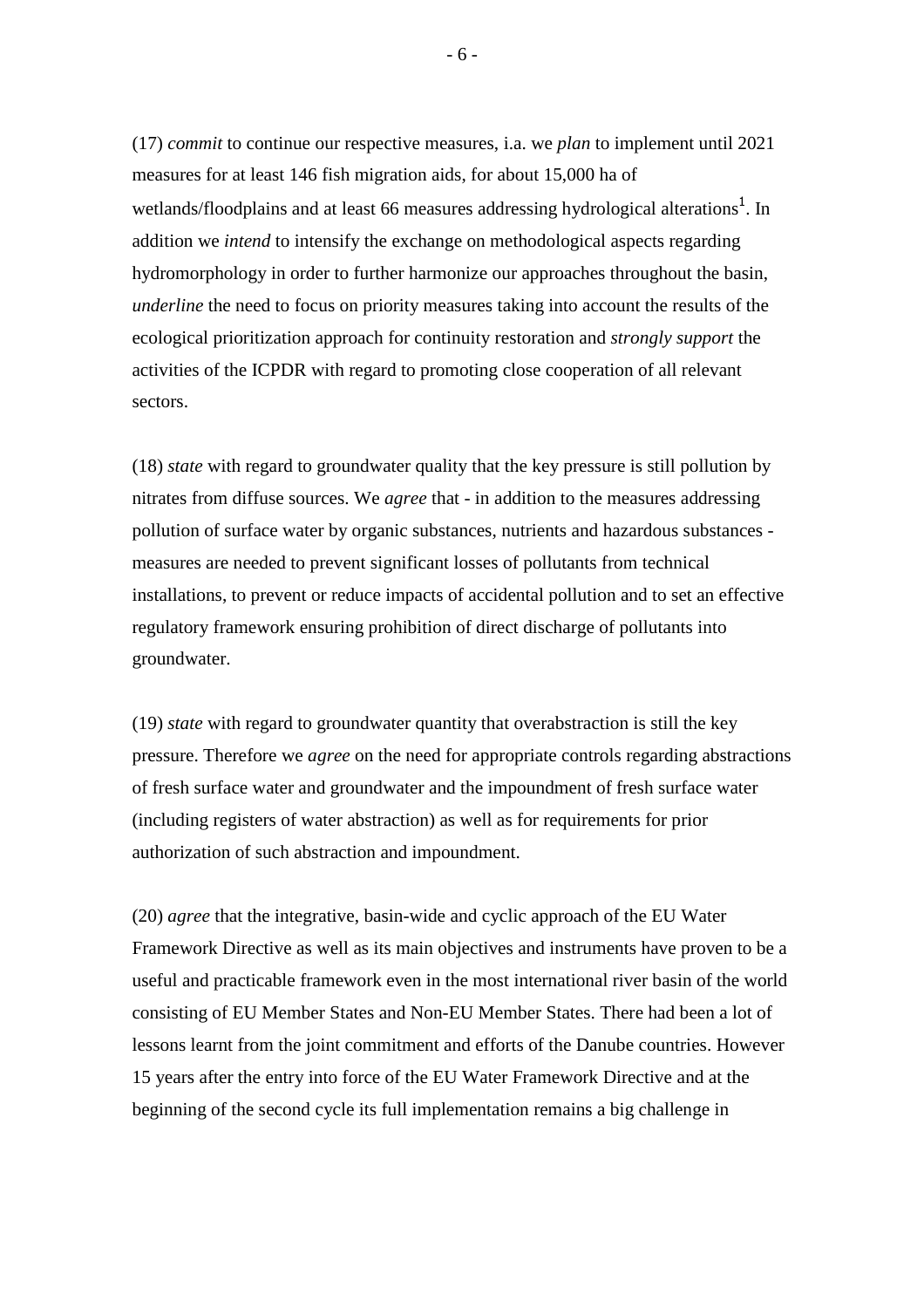(17) *commit* to continue our respective measures, i.a. we *plan* to implement until 2021 measures for at least 146 fish migration aids, for about 15,000 ha of wetlands/floodplains and at least 66 measures addressing hydrological alterations[1]. In addition we *intend* to intensify the exchange on methodological aspects regarding hydromorphology in order to further harmonize our approaches throughout the basin, *underline* the need to focus on priority measures taking into account the results of the ecological prioritization approach for continuity restoration and *strongly support* the activities of the ICPDR with regard to promoting close cooperation of all relevant sectors.

(18) *state* with regard to groundwater quality that the key pressure is still pollution by nitrates from diffuse sources. We *agree* that - in addition to the measures addressing pollution of surface water by organic substances, nutrients and hazardous substances - measures are needed to prevent significant losses of pollutants from technical installations, to prevent or reduce impacts of accidental pollution and to set an effective regulatory framework ensuring prohibition of direct discharge of pollutants into groundwater.

(19) *state* with regard to groundwater quantity that overabstraction is still the key pressure. Therefore we *agree* on the need for appropriate controls regarding abstractions of fresh surface water and groundwater and the impoundment of fresh surface water (including registers of water abstraction) as well as for requirements for prior authorization of such abstraction and impoundment.

(20) *agree* that the integrative, basin-wide and cyclic approach of the EU Water Framework Directive as well as its main objectives and instruments have proven to be a useful and practicable framework even in the most international river basin of the world consisting of EU Member States and Non-EU Member States. There had been a lot of lessons learnt from the joint commitment and efforts of the Danube countries. However 15 years after the entry into force of the EU Water Framework Directive and at the beginning of the second cycle its full implementation remains a big challenge in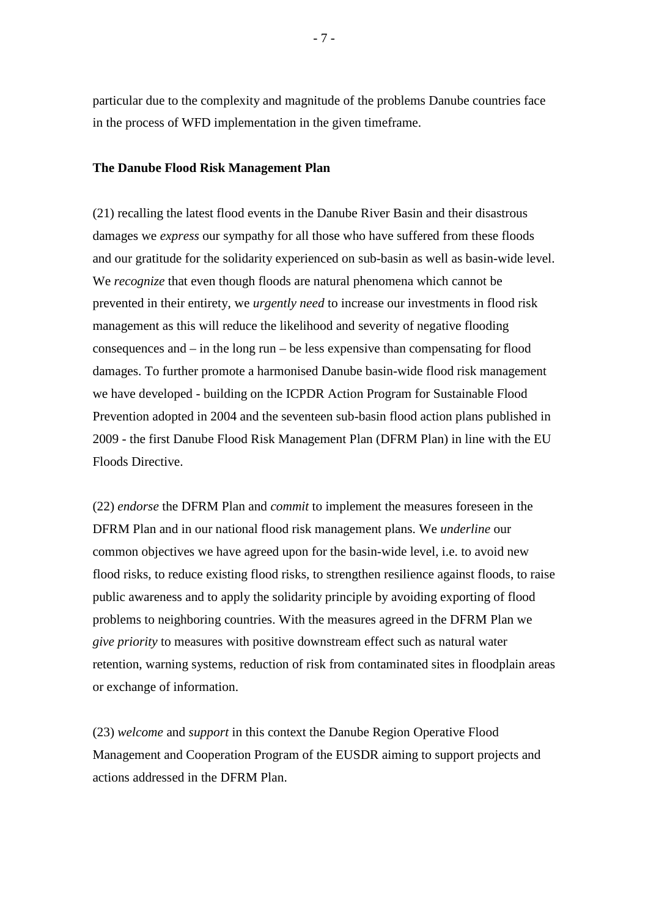particular due to the complexity and magnitude of the problems Danube countries face in the process of WFD implementation in the given timeframe.

**The Danube Flood Risk Management Plan**

(21) recalling the latest flood events in the Danube River Basin and their disastrous damages we *express* our sympathy for all those who have suffered from these floods and our gratitude for the solidarity experienced on sub-basin as well as basin-wide level. We *recognize* that even though floods are natural phenomena which cannot be prevented in their entirety, we *urgently need* to increase our investments in flood risk management as this will reduce the likelihood and severity of negative flooding consequences and – in the long run – be less expensive than compensating for flood damages. To further promote a harmonised Danube basin-wide flood risk management we have developed - building on the ICPDR Action Program for Sustainable Flood Prevention adopted in 2004 and the seventeen sub-basin flood action plans published in 2009 - the first Danube Flood Risk Management Plan (DFRM Plan) in line with the EU Floods Directive.

(22) *endorse* the DFRM Plan and *commit* to implement the measures foreseen in the DFRM Plan and in our national flood risk management plans. We *underline* our common objectives we have agreed upon for the basin-wide level, i.e. to avoid new flood risks, to reduce existing flood risks, to strengthen resilience against floods, to raise public awareness and to apply the solidarity principle by avoiding exporting of flood problems to neighboring countries. With the measures agreed in the DFRM Plan we *give priority* to measures with positive downstream effect such as natural water retention, warning systems, reduction of risk from contaminated sites in floodplain areas or exchange of information.

(23) *welcome* and *support* in this context the Danube Region Operative Flood Management and Cooperation Program of the EUSDR aiming to support projects and actions addressed in the DFRM Plan.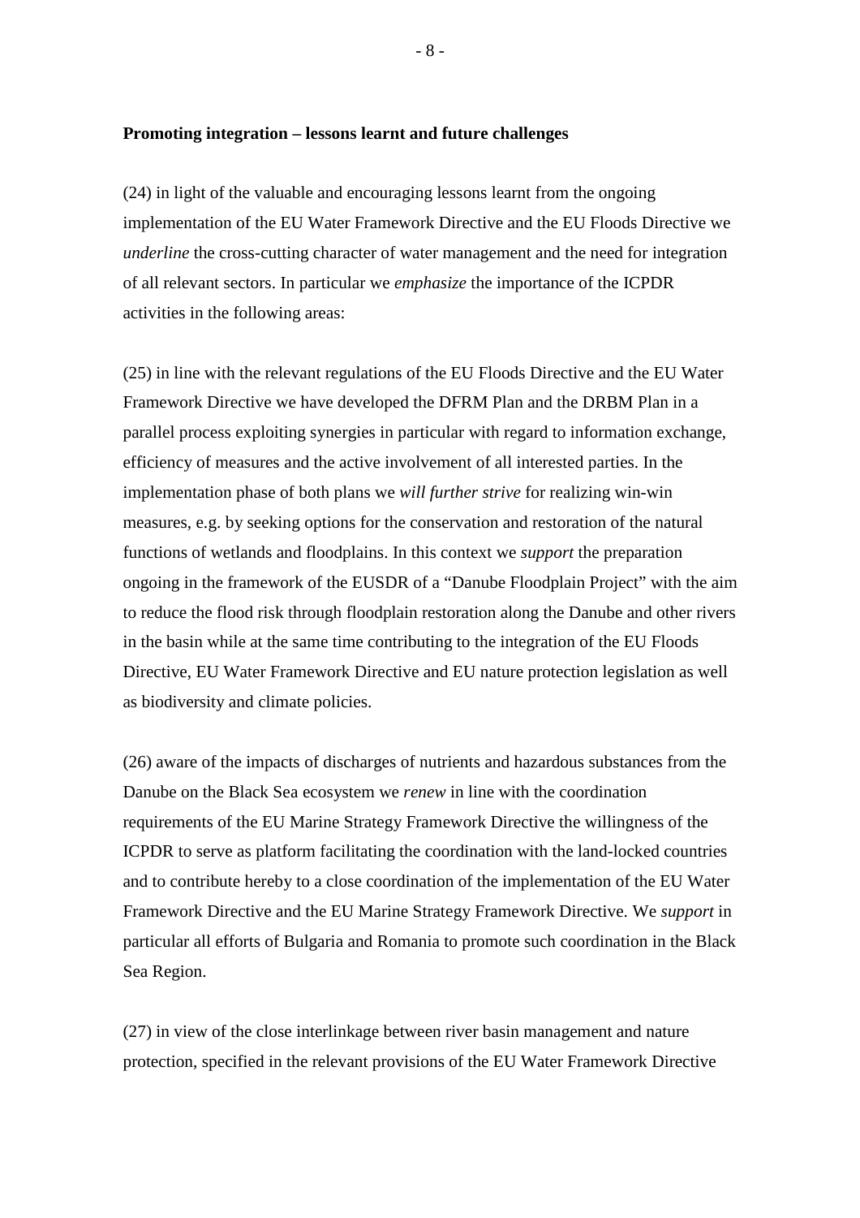**Promoting integration – lessons learnt and future challenges**

(24) in light of the valuable and encouraging lessons learnt from the ongoing implementation of the EU Water Framework Directive and the EU Floods Directive we *underline* the cross-cutting character of water management and the need for integration of all relevant sectors. In particular we *emphasize* the importance of the ICPDR activities in the following areas:

(25) in line with the relevant regulations of the EU Floods Directive and the EU Water Framework Directive we have developed the DFRM Plan and the DRBM Plan in a parallel process exploiting synergies in particular with regard to information exchange, efficiency of measures and the active involvement of all interested parties. In the implementation phase of both plans we *will further strive* for realizing win-win measures, e.g. by seeking options for the conservation and restoration of the natural functions of wetlands and floodplains. In this context we *support* the preparation ongoing in the framework of the EUSDR of a "Danube Floodplain Project" with the aim to reduce the flood risk through floodplain restoration along the Danube and other rivers in the basin while at the same time contributing to the integration of the EU Floods Directive, EU Water Framework Directive and EU nature protection legislation as well as biodiversity and climate policies.

(26) aware of the impacts of discharges of nutrients and hazardous substances from the Danube on the Black Sea ecosystem we *renew* in line with the coordination requirements of the EU Marine Strategy Framework Directive the willingness of the ICPDR to serve as platform facilitating the coordination with the land-locked countries and to contribute hereby to a close coordination of the implementation of the EU Water Framework Directive and the EU Marine Strategy Framework Directive. We *support* in particular all efforts of Bulgaria and Romania to promote such coordination in the Black Sea Region.

(27) in view of the close interlinkage between river basin management and nature protection, specified in the relevant provisions of the EU Water Framework Directive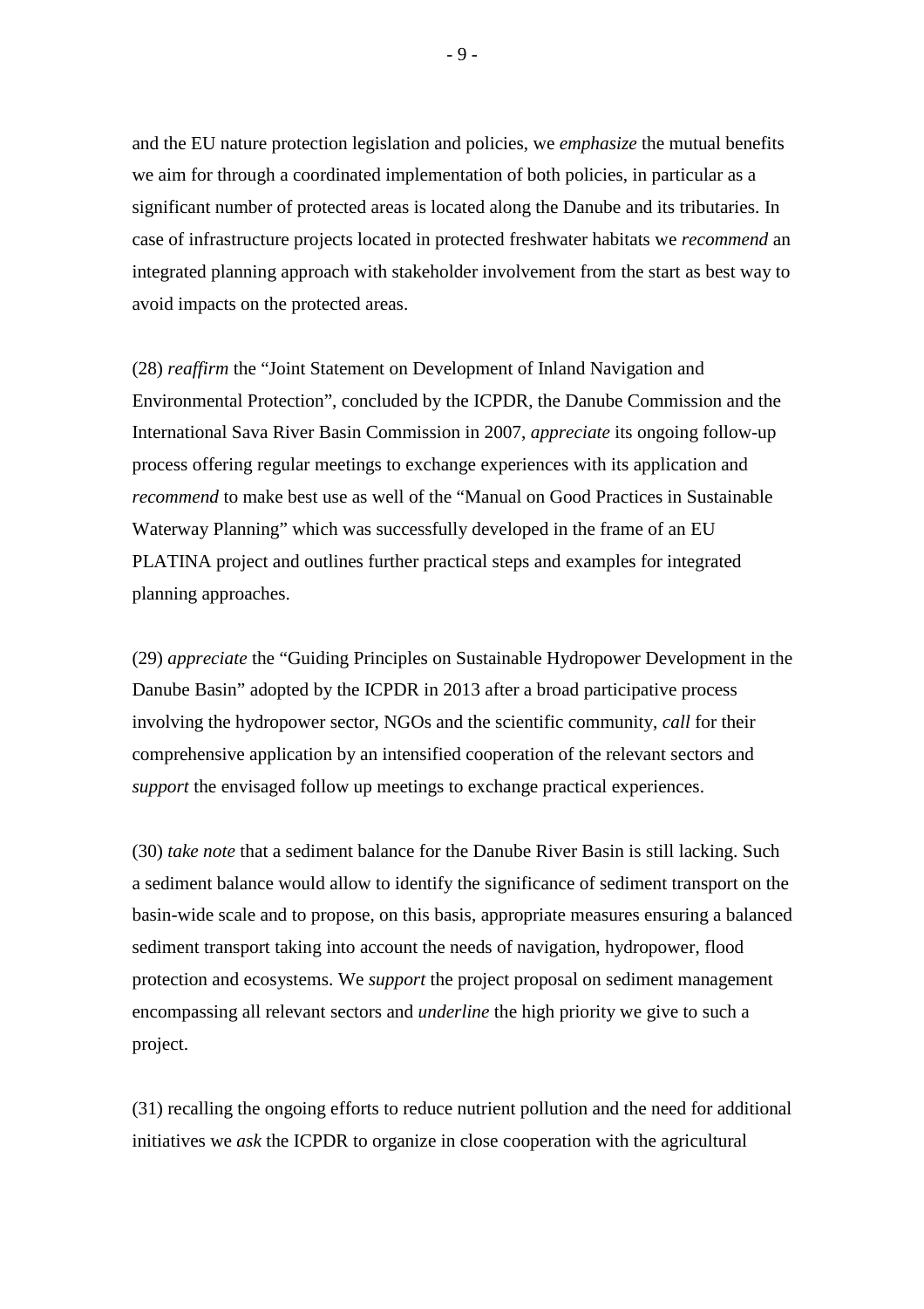and the EU nature protection legislation and policies, we *emphasize* the mutual benefits we aim for through a coordinated implementation of both policies, in particular as a significant number of protected areas is located along the Danube and its tributaries. In case of infrastructure projects located in protected freshwater habitats we *recommend* an integrated planning approach with stakeholder involvement from the start as best way to avoid impacts on the protected areas.

(28) *reaffirm* the "Joint Statement on Development of Inland Navigation and Environmental Protection", concluded by the ICPDR, the Danube Commission and the International Sava River Basin Commission in 2007, *appreciate* its ongoing follow-up process offering regular meetings to exchange experiences with its application and *recommend* to make best use as well of the "Manual on Good Practices in Sustainable Waterway Planning" which was successfully developed in the frame of an EU PLATINA project and outlines further practical steps and examples for integrated planning approaches.

(29) *appreciate* the "Guiding Principles on Sustainable Hydropower Development in the Danube Basin" adopted by the ICPDR in 2013 after a broad participative process involving the hydropower sector, NGOs and the scientific community, *call* for their comprehensive application by an intensified cooperation of the relevant sectors and *support* the envisaged follow up meetings to exchange practical experiences.

(30) *take note* that a sediment balance for the Danube River Basin is still lacking. Such a sediment balance would allow to identify the significance of sediment transport on the basin-wide scale and to propose, on this basis, appropriate measures ensuring a balanced sediment transport taking into account the needs of navigation, hydropower, flood protection and ecosystems. We *support* the project proposal on sediment management encompassing all relevant sectors and *underline* the high priority we give to such a project.

(31) recalling the ongoing efforts to reduce nutrient pollution and the need for additional initiatives we *ask* the ICPDR to organize in close cooperation with the agricultural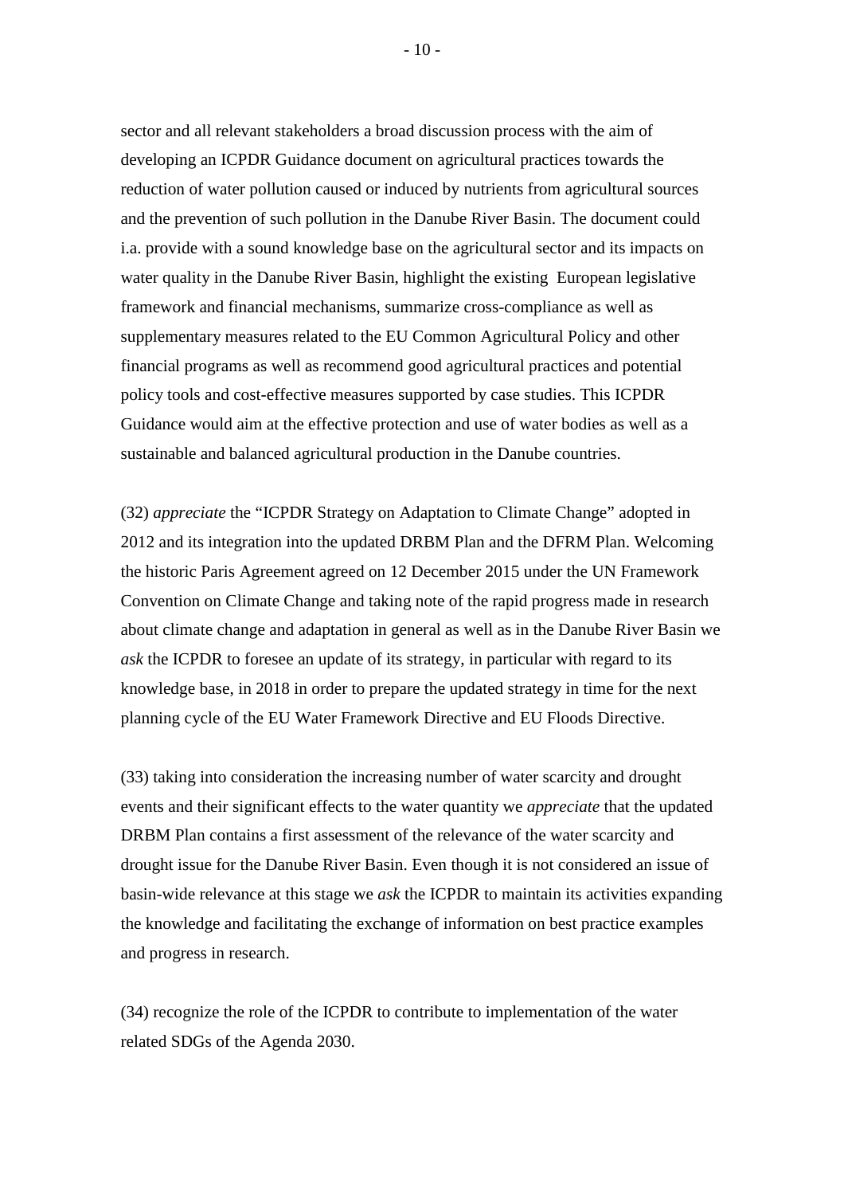sector and all relevant stakeholders a broad discussion process with the aim of developing an ICPDR Guidance document on agricultural practices towards the reduction of water pollution caused or induced by nutrients from agricultural sources and the prevention of such pollution in the Danube River Basin. The document could i.a. provide with a sound knowledge base on the agricultural sector and its impacts on water quality in the Danube River Basin, highlight the existing European legislative framework and financial mechanisms, summarize cross-compliance as well as supplementary measures related to the EU Common Agricultural Policy and other financial programs as well as recommend good agricultural practices and potential policy tools and cost-effective measures supported by case studies. This ICPDR Guidance would aim at the effective protection and use of water bodies as well as a sustainable and balanced agricultural production in the Danube countries.

(32) *appreciate* the "ICPDR Strategy on Adaptation to Climate Change" adopted in 2012 and its integration into the updated DRBM Plan and the DFRM Plan. Welcoming the historic Paris Agreement agreed on 12 December 2015 under the UN Framework Convention on Climate Change and taking note of the rapid progress made in research about climate change and adaptation in general as well as in the Danube River Basin we *ask* the ICPDR to foresee an update of its strategy, in particular with regard to its knowledge base, in 2018 in order to prepare the updated strategy in time for the next planning cycle of the EU Water Framework Directive and EU Floods Directive.

(33) taking into consideration the increasing number of water scarcity and drought events and their significant effects to the water quantity we *appreciate* that the updated DRBM Plan contains a first assessment of the relevance of the water scarcity and drought issue for the Danube River Basin. Even though it is not considered an issue of basin-wide relevance at this stage we *ask* the ICPDR to maintain its activities expanding the knowledge and facilitating the exchange of information on best practice examples and progress in research.

(34) recognize the role of the ICPDR to contribute to implementation of the water related SDGs of the Agenda 2030.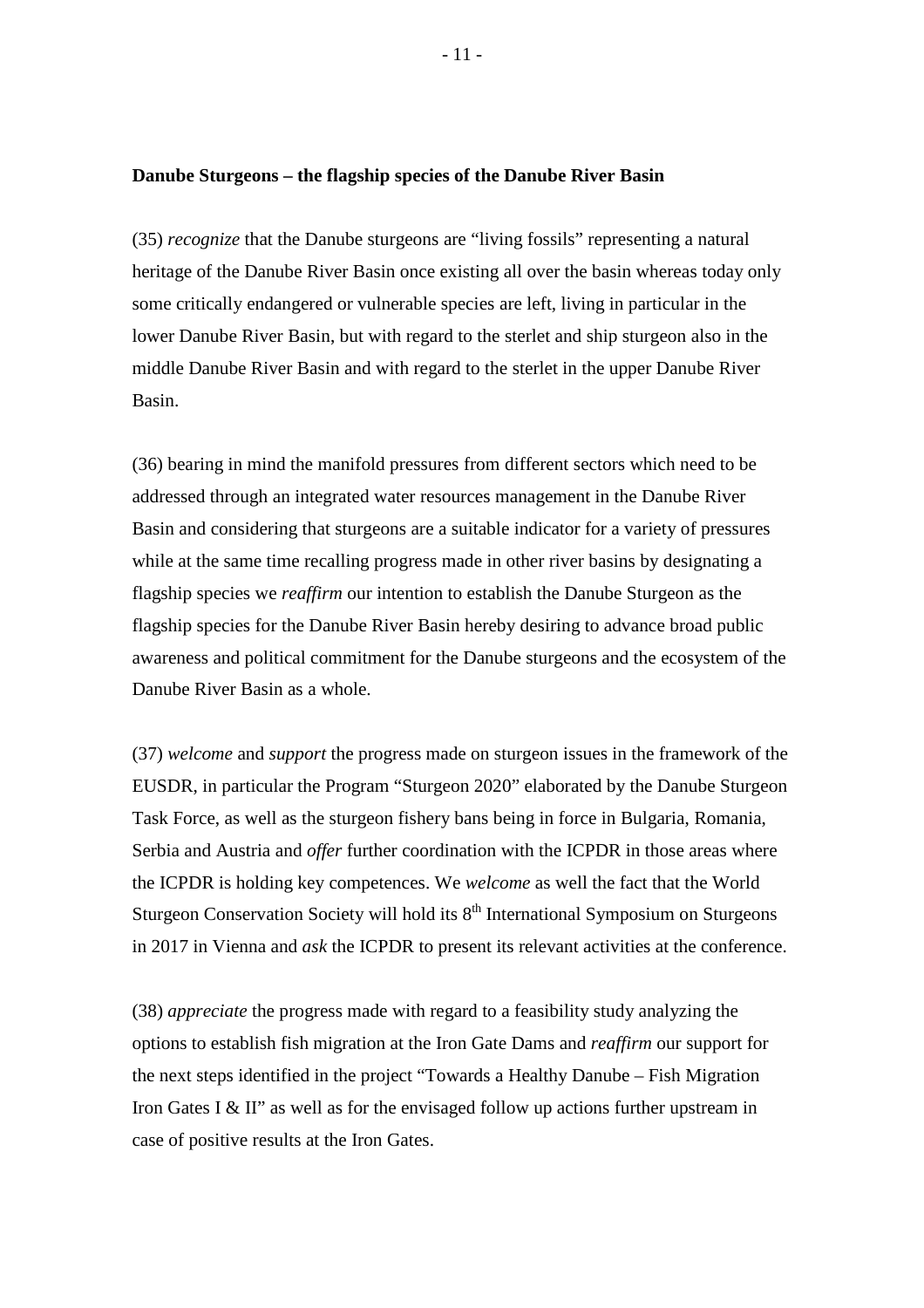**Danube Sturgeons – the flagship species of the Danube River Basin**

(35) *recognize* that the Danube sturgeons are "living fossils" representing a natural heritage of the Danube River Basin once existing all over the basin whereas today only some critically endangered or vulnerable species are left, living in particular in the lower Danube River Basin, but with regard to the sterlet and ship sturgeon also in the middle Danube River Basin and with regard to the sterlet in the upper Danube River Basin.

(36) bearing in mind the manifold pressures from different sectors which need to be addressed through an integrated water resources management in the Danube River Basin and considering that sturgeons are a suitable indicator for a variety of pressures while at the same time recalling progress made in other river basins by designating a flagship species we *reaffirm* our intention to establish the Danube Sturgeon as the flagship species for the Danube River Basin hereby desiring to advance broad public awareness and political commitment for the Danube sturgeons and the ecosystem of the Danube River Basin as a whole.

(37) *welcome* and *support* the progress made on sturgeon issues in the framework of the EUSDR, in particular the Program "Sturgeon 2020" elaborated by the Danube Sturgeon Task Force, as well as the sturgeon fishery bans being in force in Bulgaria, Romania, Serbia and Austria and *offer* further coordination with the ICPDR in those areas where the ICPDR is holding key competences. We *welcome* as well the fact that the World Sturgeon Conservation Society will hold its 8th International Symposium on Sturgeons in 2017 in Vienna and *ask* the ICPDR to present its relevant activities at the conference.

(38) *appreciate* the progress made with regard to a feasibility study analyzing the options to establish fish migration at the Iron Gate Dams and *reaffirm* our support for the next steps identified in the project "Towards a Healthy Danube – Fish Migration Iron Gates I & II" as well as for the envisaged follow up actions further upstream in case of positive results at the Iron Gates.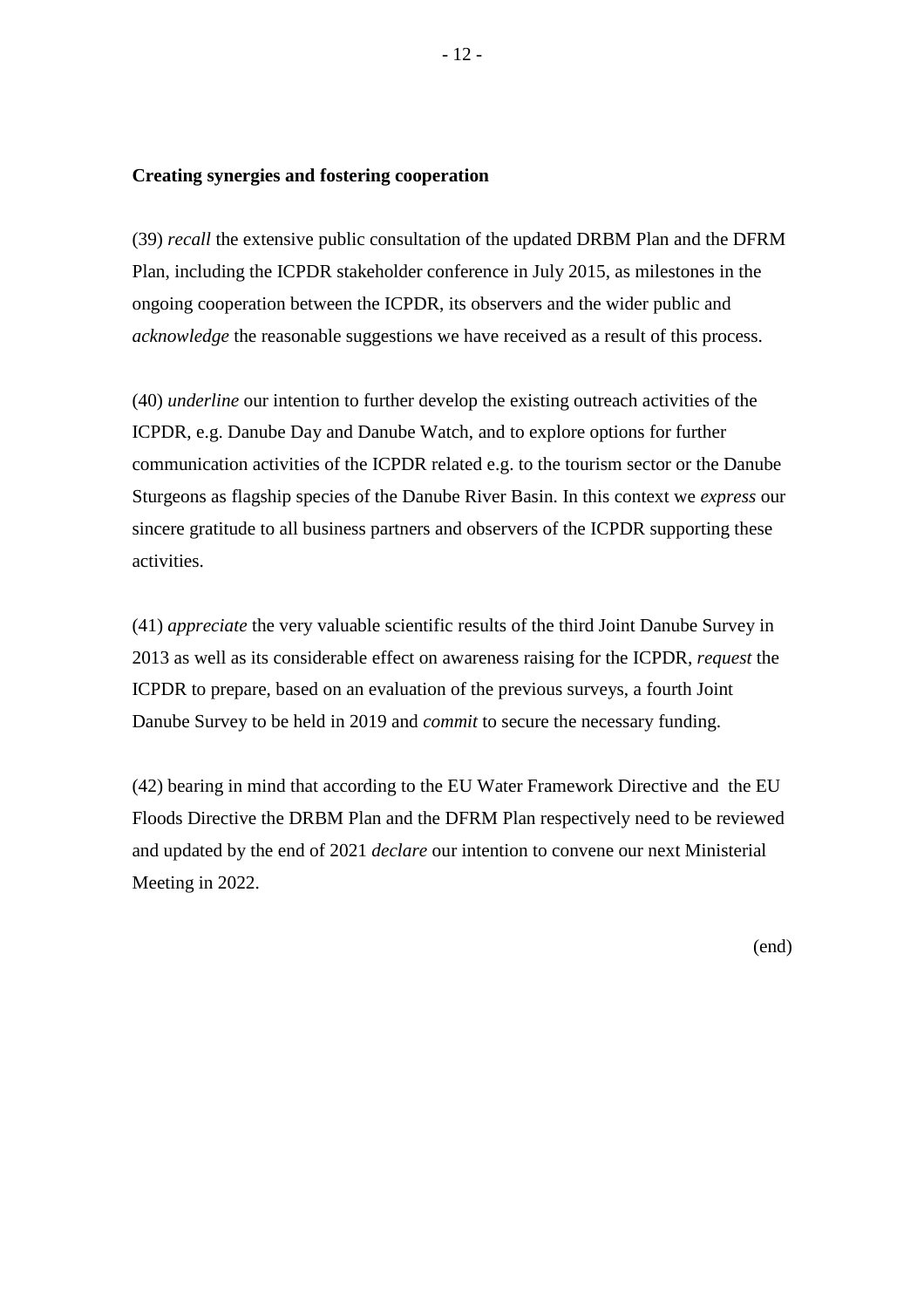**Creating synergies and fostering cooperation**

(39) *recall* the extensive public consultation of the updated DRBM Plan and the DFRM Plan, including the ICPDR stakeholder conference in July 2015, as milestones in the ongoing cooperation between the ICPDR, its observers and the wider public and *acknowledge* the reasonable suggestions we have received as a result of this process.

(40) *underline* our intention to further develop the existing outreach activities of the ICPDR, e.g. Danube Day and Danube Watch, and to explore options for further communication activities of the ICPDR related e.g. to the tourism sector or the Danube Sturgeons as flagship species of the Danube River Basin. In this context we *express* our sincere gratitude to all business partners and observers of the ICPDR supporting these activities.

(41) *appreciate* the very valuable scientific results of the third Joint Danube Survey in 2013 as well as its considerable effect on awareness raising for the ICPDR, *request* the ICPDR to prepare, based on an evaluation of the previous surveys, a fourth Joint Danube Survey to be held in 2019 and *commit* to secure the necessary funding.

(42) bearing in mind that according to the EU Water Framework Directive and the EU Floods Directive the DRBM Plan and the DFRM Plan respectively need to be reviewed and updated by the end of 2021 *declare* our intention to convene our next Ministerial Meeting in 2022.

(end)